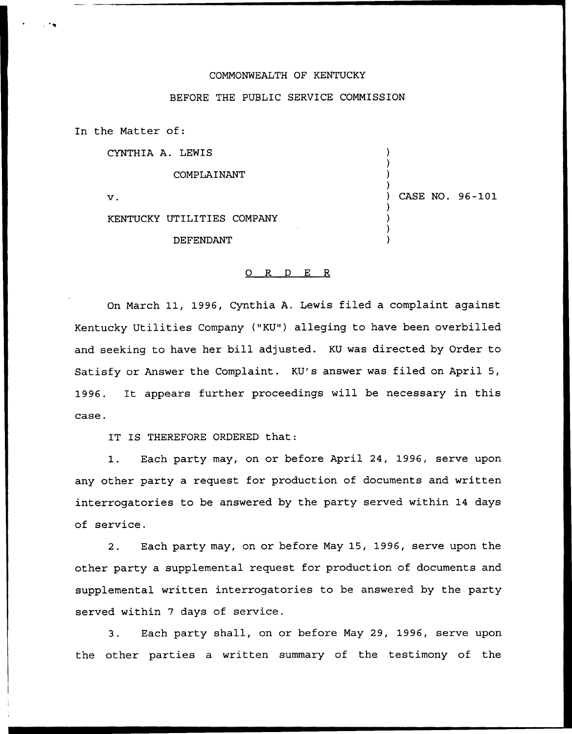COMMONWEALTH OF KENTUCKY

BEFORE THE PUBLIC SERVICE COMMISSION

In the Matter of:

CYNTHIA A. LEWIS

COMPLAINANT

v.

KENTUCKY UTILITIES COMPANY

DEFENDANT

CASE NO. 96-101

O R D E R

On March 11, 1996, Cynthia A. Lewis filed a complaint against Kentucky Utilities Company ("KU") alleging to have been overbilled and seeking to have her bill adjusted. KU was directed by Order to Satisfy or Answer the Complaint. KU's answer was filed on April 5, 1996. It appears further proceedings will be necessary in this case.

IT IS THEREFORE ORDERED that:

1. Each party may, on or before April 24, 1996, serve upon any other party a request for production of documents and written interrogatories to be answered by the party served within 14 days of service.

2. Each party may, on or before May 15, 1996, serve upon the other party a supplemental request for production of documents and supplemental written interrogatories to be answered by the party served within 7 days of service.

3. Each party shall, on or before May 29, 1996, serve upon the other parties a written summary of the testimony of the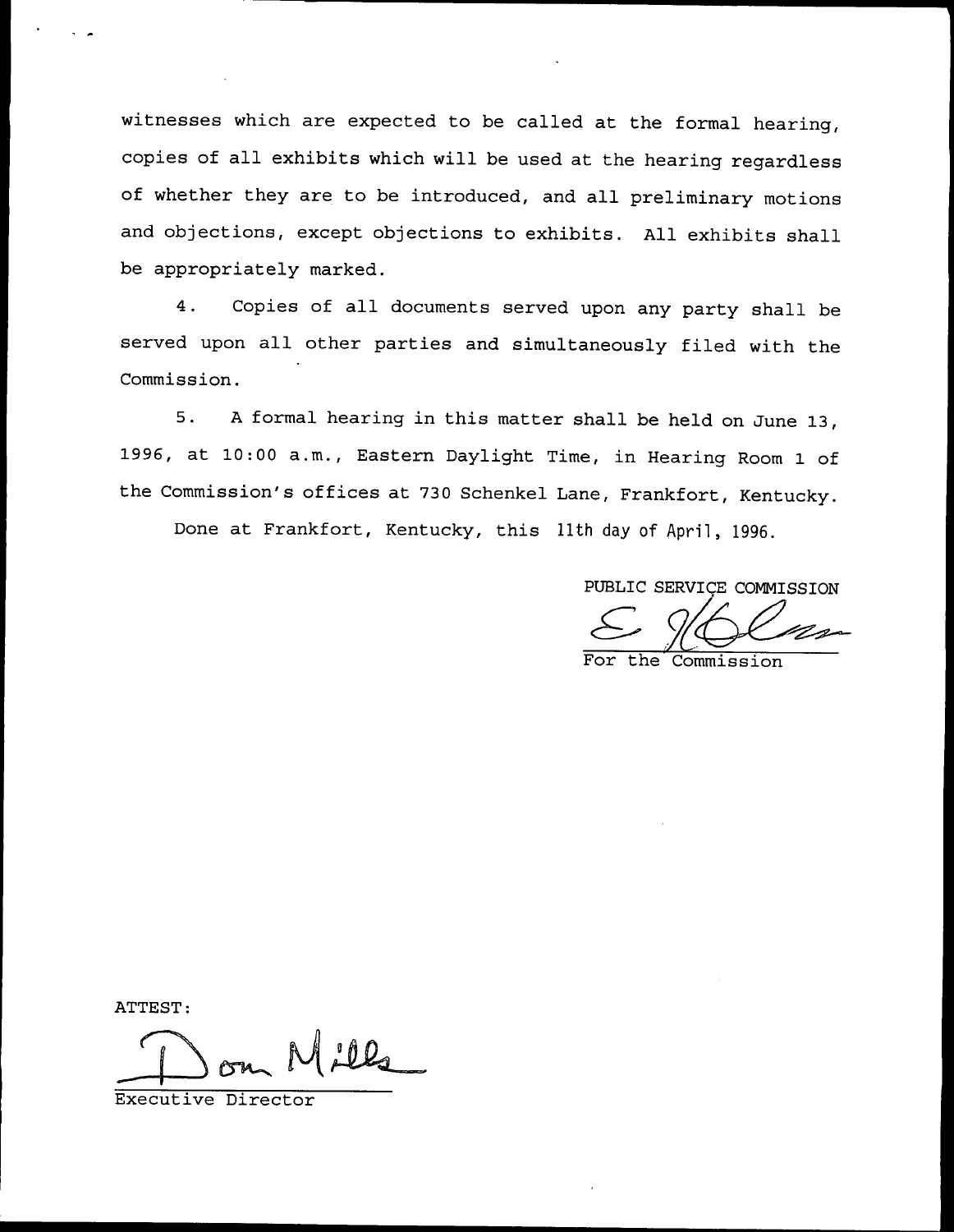witnesses which are expected to be called at the formal hearing, copies of all exhibits which will be used at the hearing regardless of whether they are to be introduced, and all preliminary motions and objections, except objections to exhibits. All exhibits shall be appropriately marked.

4. Copies of all documents served upon any party shall be served upon all other parties and simultaneously filed with the Commission.

5. A formal hearing in this matter shall be held on June 13, 1996, at 10:00 a.m., Eastern Daylight Time, in Hearing Room 1 of the Commission's offices at 730 Schenkel Lane, Frankfort, Kentucky.

Done at Frankfort, Kentucky, this 11th day of April, 1996.

PUBLIC SERVICE COMMISSION

For the Commission

ATTEST:

Executive Director